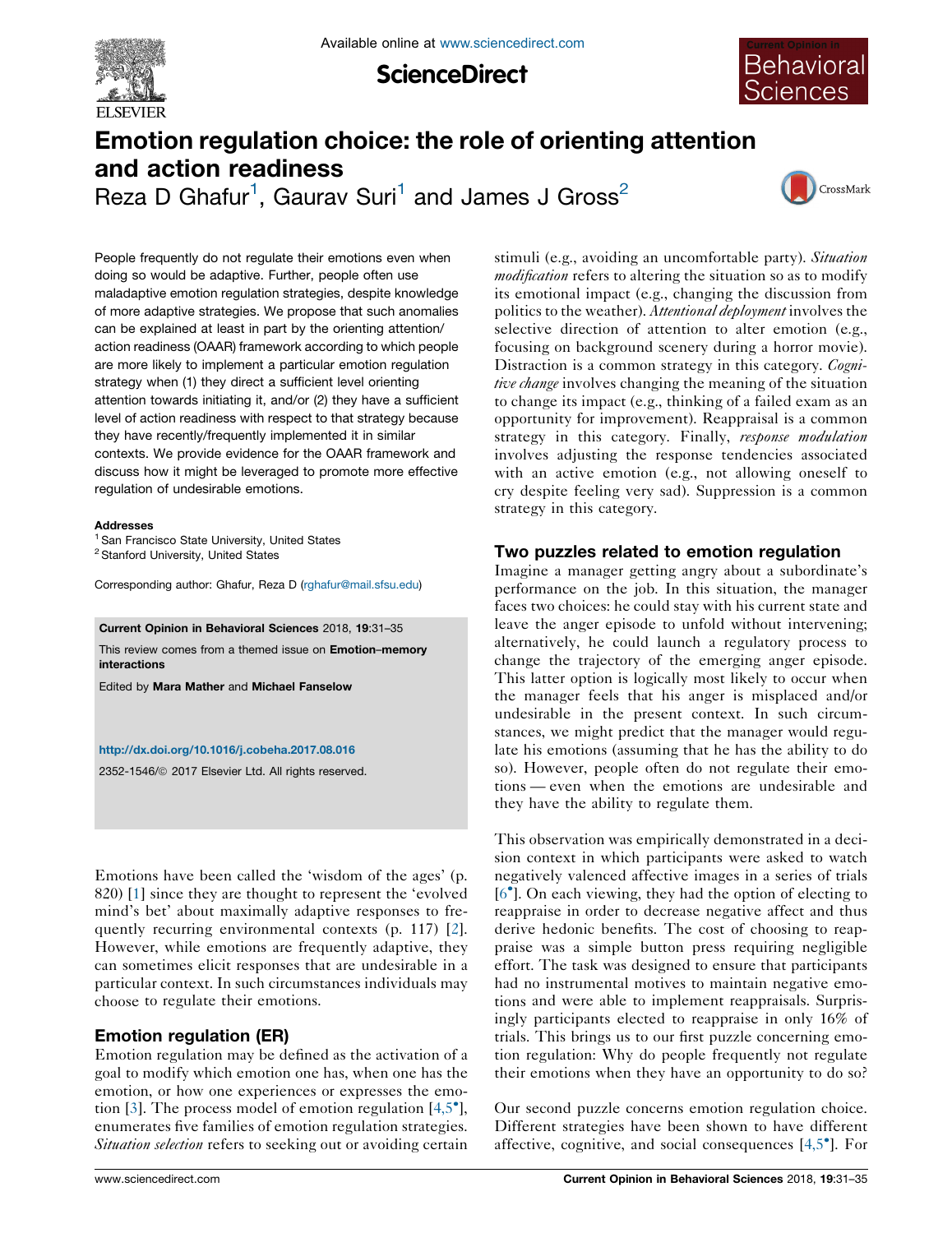# Emotion regulation choice: the role of orienting attention and action readiness

Reza D Ghafur[1], Gaurav Suri[1] and James J Gross[2]

People frequently do not regulate their emotions even when doing so would be adaptive. Further, people often use maladaptive emotion regulation strategies, despite knowledge of more adaptive strategies. We propose that such anomalies can be explained at least in part by the orienting attention/action readiness (OAAR) framework according to which people are more likely to implement a particular emotion regulation strategy when (1) they direct a sufficient level orienting attention towards initiating it, and/or (2) they have a sufficient level of action readiness with respect to that strategy because they have recently/frequently implemented it in similar contexts. We provide evidence for the OAAR framework and discuss how it might be leveraged to promote more effective regulation of undesirable emotions.

**Addresses**

[1] San Francisco State University, United States

[2] Stanford University, United States

Corresponding author: Ghafur, Reza D (rghafur@mail.sfsu.edu)

**Current Opinion in Behavioral Sciences** 2018, **19**:31–35

This review comes from a themed issue on **Emotion–memory interactions**

Edited by **Mara Mather** and **Michael Fanselow**

http://dx.doi.org/10.1016/j.cobeha.2017.08.016

2352-1546/© 2017 Elsevier Ltd. All rights reserved.

Emotions have been called the 'wisdom of the ages' (p. 820) [1] since they are thought to represent the 'evolved mind's bet' about maximally adaptive responses to frequently recurring environmental contexts (p. 117) [2]. However, while emotions are frequently adaptive, they can sometimes elicit responses that are undesirable in a particular context. In such circumstances individuals may choose to regulate their emotions.

## Emotion regulation (ER)

Emotion regulation may be defined as the activation of a goal to modify which emotion one has, when one has the emotion, or how one experiences or expresses the emotion [3]. The process model of emotion regulation [4,5•], enumerates five families of emotion regulation strategies. *Situation selection* refers to seeking out or avoiding certain stimuli (e.g., avoiding an uncomfortable party). *Situation modification* refers to altering the situation so as to modify its emotional impact (e.g., changing the discussion from politics to the weather). *Attentional deployment* involves the selective direction of attention to alter emotion (e.g., focusing on background scenery during a horror movie). Distraction is a common strategy in this category. *Cognitive change* involves changing the meaning of the situation to change its impact (e.g., thinking of a failed exam as an opportunity for improvement). Reappraisal is a common strategy in this category. Finally, *response modulation* involves adjusting the response tendencies associated with an active emotion (e.g., not allowing oneself to cry despite feeling very sad). Suppression is a common strategy in this category.

## Two puzzles related to emotion regulation

Imagine a manager getting angry about a subordinate's performance on the job. In this situation, the manager faces two choices: he could stay with his current state and leave the anger episode to unfold without intervening; alternatively, he could launch a regulatory process to change the trajectory of the emerging anger episode. This latter option is logically most likely to occur when the manager feels that his anger is misplaced and/or undesirable in the present context. In such circumstances, we might predict that the manager would regulate his emotions (assuming that he has the ability to do so). However, people often do not regulate their emotions — even when the emotions are undesirable and they have the ability to regulate them.

This observation was empirically demonstrated in a decision context in which participants were asked to watch negatively valenced affective images in a series of trials [6•]. On each viewing, they had the option of electing to reappraise in order to decrease negative affect and thus derive hedonic benefits. The cost of choosing to reappraise was a simple button press requiring negligible effort. The task was designed to ensure that participants had no instrumental motives to maintain negative emotions and were able to implement reappraisals. Surprisingly participants elected to reappraise in only 16% of trials. This brings us to our first puzzle concerning emotion regulation: Why do people frequently not regulate their emotions when they have an opportunity to do so?

Our second puzzle concerns emotion regulation choice. Different strategies have been shown to have different affective, cognitive, and social consequences [4,5•]. For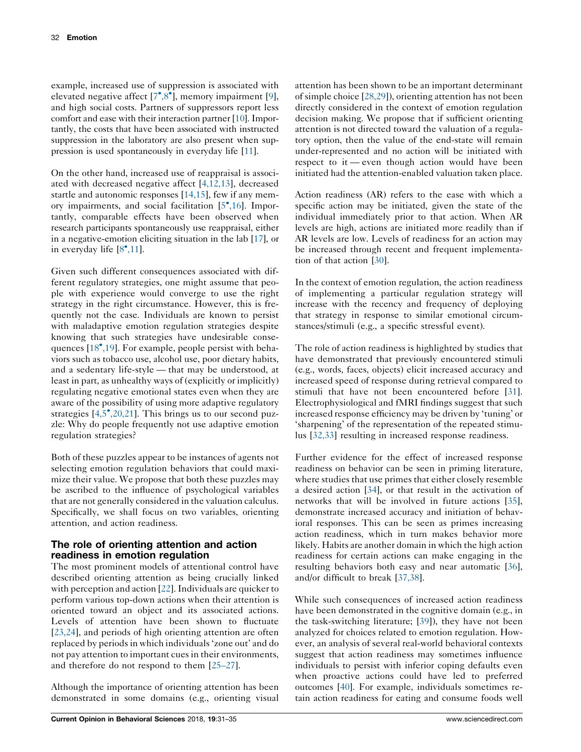example, increased use of suppression is associated with elevated negative affect [7•,8•], memory impairment [9], and high social costs. Partners of suppressors report less comfort and ease with their interaction partner [10]. Importantly, the costs that have been associated with instructed suppression in the laboratory are also present when suppression is used spontaneously in everyday life [11].

On the other hand, increased use of reappraisal is associated with decreased negative affect [4,12,13], decreased startle and autonomic responses [14,15], few if any memory impairments, and social facilitation [5•,16]. Importantly, comparable effects have been observed when research participants spontaneously use reappraisal, either in a negative-emotion eliciting situation in the lab [17], or in everyday life [8•,11].

Given such different consequences associated with different regulatory strategies, one might assume that people with experience would converge to use the right strategy in the right circumstance. However, this is frequently not the case. Individuals are known to persist with maladaptive emotion regulation strategies despite knowing that such strategies have undesirable consequences [18•,19]. For example, people persist with behaviors such as tobacco use, alcohol use, poor dietary habits, and a sedentary life-style — that may be understood, at least in part, as unhealthy ways of (explicitly or implicitly) regulating negative emotional states even when they are aware of the possibility of using more adaptive regulatory strategies [4,5•,20,21]. This brings us to our second puzzle: Why do people frequently not use adaptive emotion regulation strategies?

Both of these puzzles appear to be instances of agents not selecting emotion regulation behaviors that could maximize their value. We propose that both these puzzles may be ascribed to the influence of psychological variables that are not generally considered in the valuation calculus. Specifically, we shall focus on two variables, orienting attention, and action readiness.

## The role of orienting attention and action readiness in emotion regulation

The most prominent models of attentional control have described orienting attention as being crucially linked with perception and action [22]. Individuals are quicker to perform various top-down actions when their attention is oriented toward an object and its associated actions. Levels of attention have been shown to fluctuate [23,24], and periods of high orienting attention are often replaced by periods in which individuals 'zone out' and do not pay attention to important cues in their environments, and therefore do not respond to them [25–27].

Although the importance of orienting attention has been demonstrated in some domains (e.g., orienting visual attention has been shown to be an important determinant of simple choice [28,29]), orienting attention has not been directly considered in the context of emotion regulation decision making. We propose that if sufficient orienting attention is not directed toward the valuation of a regulatory option, then the value of the end-state will remain under-represented and no action will be initiated with respect to it — even though action would have been initiated had the attention-enabled valuation taken place.

Action readiness (AR) refers to the ease with which a specific action may be initiated, given the state of the individual immediately prior to that action. When AR levels are high, actions are initiated more readily than if AR levels are low. Levels of readiness for an action may be increased through recent and frequent implementation of that action [30].

In the context of emotion regulation, the action readiness of implementing a particular regulation strategy will increase with the recency and frequency of deploying that strategy in response to similar emotional circumstances/stimuli (e.g., a specific stressful event).

The role of action readiness is highlighted by studies that have demonstrated that previously encountered stimuli (e.g., words, faces, objects) elicit increased accuracy and increased speed of response during retrieval compared to stimuli that have not been encountered before [31]. Electrophysiological and fMRI findings suggest that such increased response efficiency may be driven by 'tuning' or 'sharpening' of the representation of the repeated stimulus [32,33] resulting in increased response readiness.

Further evidence for the effect of increased response readiness on behavior can be seen in priming literature, where studies that use primes that either closely resemble a desired action [34], or that result in the activation of networks that will be involved in future actions [35], demonstrate increased accuracy and initiation of behavioral responses. This can be seen as primes increasing action readiness, which in turn makes behavior more likely. Habits are another domain in which the high action readiness for certain actions can make engaging in the resulting behaviors both easy and near automatic [36], and/or difficult to break [37,38].

While such consequences of increased action readiness have been demonstrated in the cognitive domain (e.g., in the task-switching literature; [39]), they have not been analyzed for choices related to emotion regulation. However, an analysis of several real-world behavioral contexts suggest that action readiness may sometimes influence individuals to persist with inferior coping defaults even when proactive actions could have led to preferred outcomes [40]. For example, individuals sometimes retain action readiness for eating and consume foods well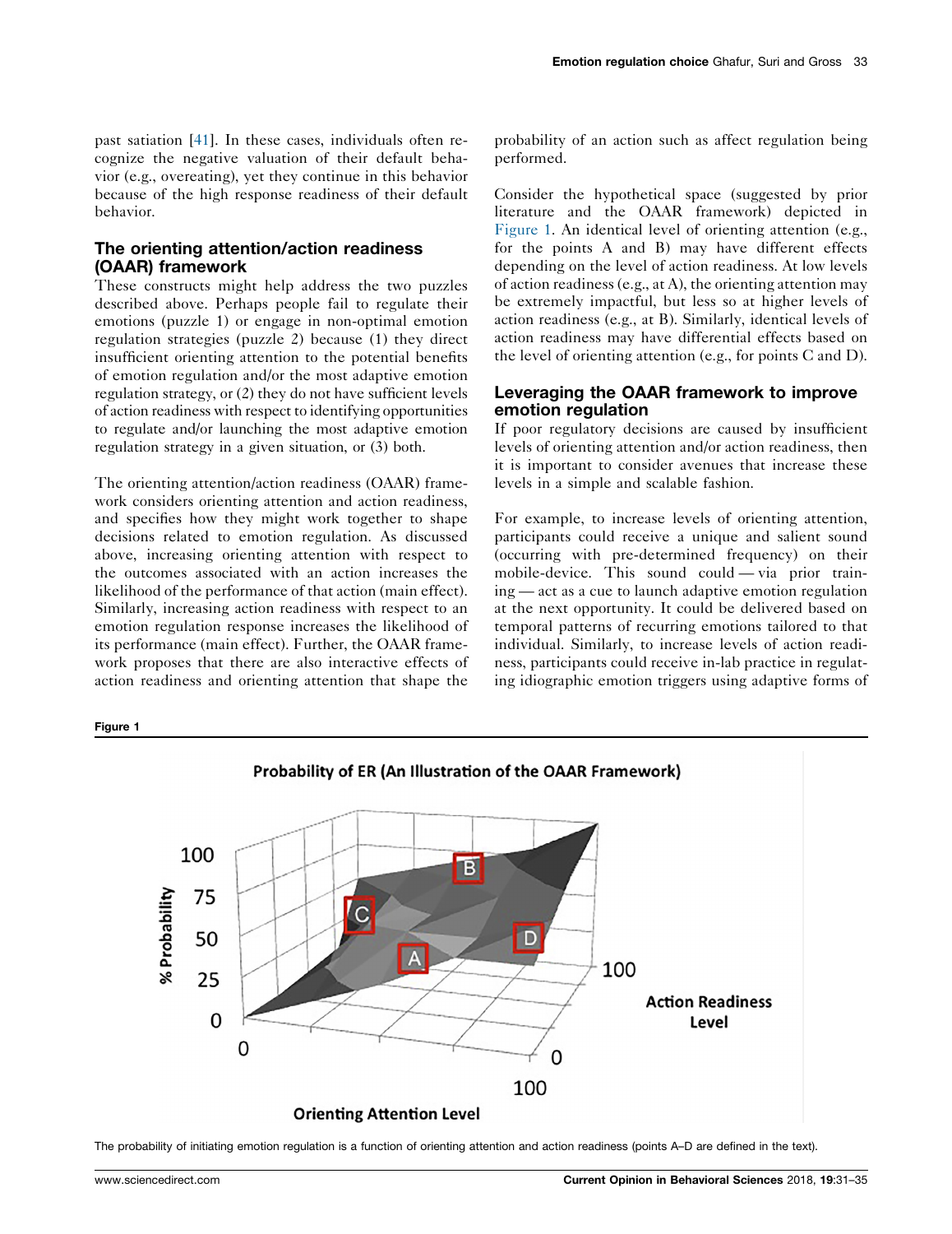past satiation [41]. In these cases, individuals often recognize the negative valuation of their default behavior (e.g., overeating), yet they continue in this behavior because of the high response readiness of their default behavior.

## The orienting attention/action readiness (OAAR) framework

These constructs might help address the two puzzles described above. Perhaps people fail to regulate their emotions (puzzle 1) or engage in non-optimal emotion regulation strategies (puzzle 2) because (1) they direct insufficient orienting attention to the potential benefits of emotion regulation and/or the most adaptive emotion regulation strategy, or (2) they do not have sufficient levels of action readiness with respect to identifying opportunities to regulate and/or launching the most adaptive emotion regulation strategy in a given situation, or (3) both.

The orienting attention/action readiness (OAAR) framework considers orienting attention and action readiness, and specifies how they might work together to shape decisions related to emotion regulation. As discussed above, increasing orienting attention with respect to the outcomes associated with an action increases the likelihood of the performance of that action (main effect). Similarly, increasing action readiness with respect to an emotion regulation response increases the likelihood of its performance (main effect). Further, the OAAR framework proposes that there are also interactive effects of action readiness and orienting attention that shape the probability of an action such as affect regulation being performed.

Consider the hypothetical space (suggested by prior literature and the OAAR framework) depicted in Figure 1. An identical level of orienting attention (e.g., for the points A and B) may have different effects depending on the level of action readiness. At low levels of action readiness (e.g., at A), the orienting attention may be extremely impactful, but less so at higher levels of action readiness (e.g., at B). Similarly, identical levels of action readiness may have differential effects based on the level of orienting attention (e.g., for points C and D).

## Leveraging the OAAR framework to improve emotion regulation

If poor regulatory decisions are caused by insufficient levels of orienting attention and/or action readiness, then it is important to consider avenues that increase these levels in a simple and scalable fashion.

For example, to increase levels of orienting attention, participants could receive a unique and salient sound (occurring with pre-determined frequency) on their mobile-device. This sound could — via prior training — act as a cue to launch adaptive emotion regulation at the next opportunity. It could be delivered based on temporal patterns of recurring emotions tailored to that individual. Similarly, to increase levels of action readiness, participants could receive in-lab practice in regulating idiographic emotion triggers using adaptive forms of

**Figure 1**

Probability of ER (An Illustration of the OAAR Framework)

% Probability

100
75
50
25
0

A
B
C
D

0
100
Orienting Attention Level

0
100
Action Readiness Level

The probability of initiating emotion regulation is a function of orienting attention and action readiness (points A–D are defined in the text).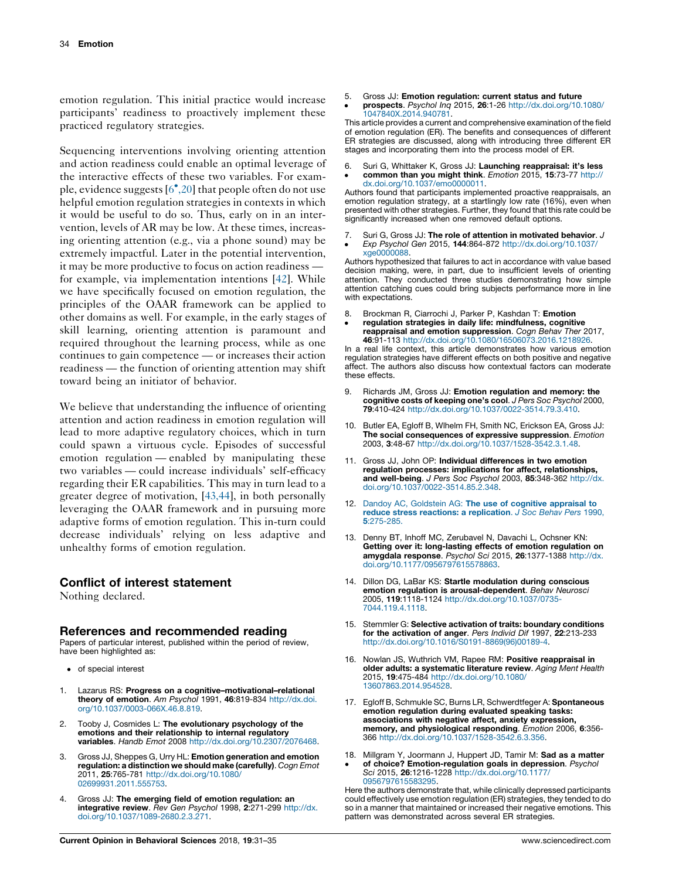emotion regulation. This initial practice would increase participants' readiness to proactively implement these practiced regulatory strategies.

Sequencing interventions involving orienting attention and action readiness could enable an optimal leverage of the interactive effects of these two variables. For example, evidence suggests [6•,20] that people often do not use helpful emotion regulation strategies in contexts in which it would be useful to do so. Thus, early on in an intervention, levels of AR may be low. At these times, increasing orienting attention (e.g., via a phone sound) may be extremely impactful. Later in the potential intervention, it may be more productive to focus on action readiness — for example, via implementation intentions [42]. While we have specifically focused on emotion regulation, the principles of the OAAR framework can be applied to other domains as well. For example, in the early stages of skill learning, orienting attention is paramount and required throughout the learning process, while as one continues to gain competence — or increases their action readiness — the function of orienting attention may shift toward being an initiator of behavior.

We believe that understanding the influence of orienting attention and action readiness in emotion regulation will lead to more adaptive regulatory choices, which in turn could spawn a virtuous cycle. Episodes of successful emotion regulation — enabled by manipulating these two variables — could increase individuals' self-efficacy regarding their ER capabilities. This may in turn lead to a greater degree of motivation, [43,44], in both personally leveraging the OAAR framework and in pursuing more adaptive forms of emotion regulation. This in-turn could decrease individuals' relying on less adaptive and unhealthy forms of emotion regulation.

## Conflict of interest statement

Nothing declared.

## References and recommended reading

Papers of particular interest, published within the period of review, have been highlighted as:

- • of special interest

1. Lazarus RS: **Progress on a cognitive–motivational–relational theory of emotion**. *Am Psychol* 1991, **46**:819-834 http://dx.doi.org/10.1037/0003-066X.46.8.819.

2. Tooby J, Cosmides L: **The evolutionary psychology of the emotions and their relationship to internal regulatory variables**. *Handb Emot* 2008 http://dx.doi.org/10.2307/2076468.

3. Gross JJ, Sheppes G, Urry HL: **Emotion generation and emotion regulation: a distinction we should make (carefully)**. *Cogn Emot* 2011, **25**:765-781 http://dx.doi.org/10.1080/02699931.2011.555753.

4. Gross JJ: **The emerging field of emotion regulation: an integrative review**. *Rev Gen Psychol* 1998, **2**:271-299 http://dx.doi.org/10.1037/1089-2680.2.3.271.

5. • Gross JJ: **Emotion regulation: current status and future prospects**. *Psychol Inq* 2015, **26**:1-26 http://dx.doi.org/10.1080/1047840X.2014.940781.

   This article provides a current and comprehensive examination of the field of emotion regulation (ER). The benefits and consequences of different ER strategies are discussed, along with introducing three different ER stages and incorporating them into the process model of ER.

6. • Suri G, Whittaker K, Gross JJ: **Launching reappraisal: it's less common than you might think**. *Emotion* 2015, **15**:73-77 http://dx.doi.org/10.1037/emo0000011.

   Authors found that participants implemented proactive reappraisals, an emotion regulation strategy, at a startlingly low rate (16%), even when presented with other strategies. Further, they found that this rate could be significantly increased when one removed default options.

7. • Suri G, Gross JJ: **The role of attention in motivated behavior**. *J Exp Psychol Gen* 2015, **144**:864-872 http://dx.doi.org/10.1037/xge0000088.

   Authors hypothesized that failures to act in accordance with value based decision making, were, in part, due to insufficient levels of orienting attention. They conducted three studies demonstrating how simple attention catching cues could bring subjects performance more in line with expectations.

8. • Brockman R, Ciarrochi J, Parker P, Kashdan T: **Emotion regulation strategies in daily life: mindfulness, cognitive reappraisal and emotion suppression**. *Cogn Behav Ther* 2017, **46**:91-113 http://dx.doi.org/10.1080/16506073.2016.1218926.

   In a real life context, this article demonstrates how various emotion regulation strategies have different effects on both positive and negative affect. The authors also discuss how contextual factors can moderate these effects.

9. Richards JM, Gross JJ: **Emotion regulation and memory: the cognitive costs of keeping one's cool**. *J Pers Soc Psychol* 2000, **79**:410-424 http://dx.doi.org/10.1037/0022-3514.79.3.410.

10. Butler EA, Egloff B, Wlhelm FH, Smith NC, Erickson EA, Gross JJ: **The social consequences of expressive suppression**. *Emotion* 2003, **3**:48-67 http://dx.doi.org/10.1037/1528-3542.3.1.48.

11. Gross JJ, John OP: **Individual differences in two emotion regulation processes: implications for affect, relationships, and well-being**. *J Pers Soc Psychol* 2003, **85**:348-362 http://dx.doi.org/10.1037/0022-3514.85.2.348.

12. Dandoy AC, Goldstein AG: **The use of cognitive appraisal to reduce stress reactions: a replication**. *J Soc Behav Pers* 1990, **5**:275-285.

13. Denny BT, Inhoff MC, Zerubavel N, Davachi L, Ochsner KN: **Getting over it: long-lasting effects of emotion regulation on amygdala response**. *Psychol Sci* 2015, **26**:1377-1388 http://dx.doi.org/10.1177/0956797615578863.

14. Dillon DG, LaBar KS: **Startle modulation during conscious emotion regulation is arousal-dependent**. *Behav Neurosci* 2005, **119**:1118-1124 http://dx.doi.org/10.1037/0735-7044.119.4.1118.

15. Stemmler G: **Selective activation of traits: boundary conditions for the activation of anger**. *Pers Individ Dif* 1997, **22**:213-233 http://dx.doi.org/10.1016/S0191-8869(96)00189-4.

16. Nowlan JS, Wuthrich VM, Rapee RM: **Positive reappraisal in older adults: a systematic literature review**. *Aging Ment Health* 2015, **19**:475-484 http://dx.doi.org/10.1080/13607863.2014.954528.

17. Egloff B, Schmukle SC, Burns LR, Schwerdtfeger A: **Spontaneous emotion regulation during evaluated speaking tasks: associations with negative affect, anxiety expression, memory, and physiological responding**. *Emotion* 2006, **6**:356-366 http://dx.doi.org/10.1037/1528-3542.6.3.356.

18. • Millgram Y, Joormann J, Huppert JD, Tamir M: **Sad as a matter of choice? Emotion-regulation goals in depression**. *Psychol Sci* 2015, **26**:1216-1228 http://dx.doi.org/10.1177/0956797615583295.

   Here the authors demonstrate that, while clinically depressed participants could effectively use emotion regulation (ER) strategies, they tended to do so in a manner that maintained or increased their negative emotions. This pattern was demonstrated across several ER strategies.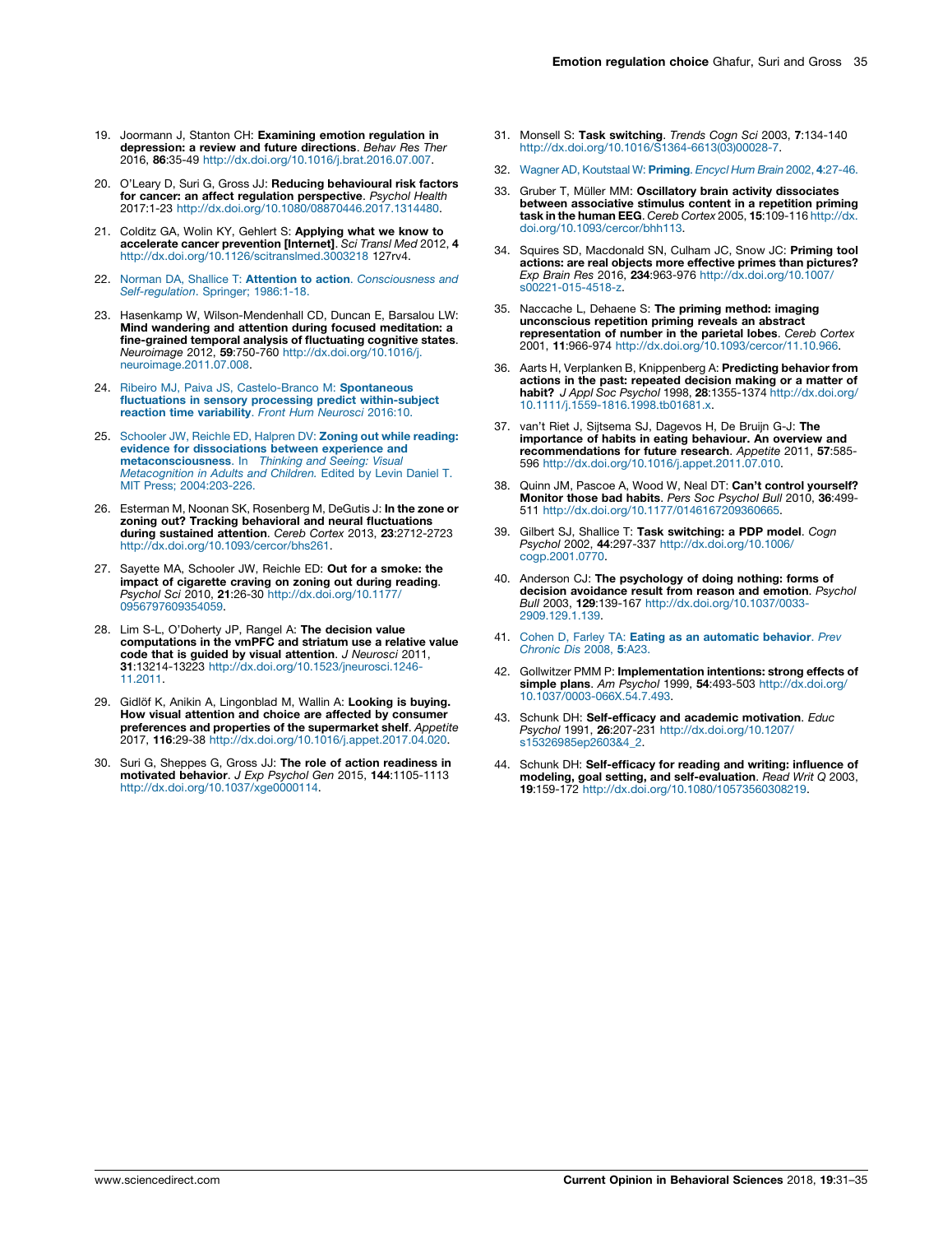19. Joormann J, Stanton CH: **Examining emotion regulation in depression: a review and future directions**. *Behav Res Ther* 2016, **86**:35-49 http://dx.doi.org/10.1016/j.brat.2016.07.007.

20. O'Leary D, Suri G, Gross JJ: **Reducing behavioural risk factors for cancer: an affect regulation perspective**. *Psychol Health* 2017:1-23 http://dx.doi.org/10.1080/08870446.2017.1314480.

21. Colditz GA, Wolin KY, Gehlert S: **Applying what we know to accelerate cancer prevention [Internet]**. *Sci Transl Med* 2012, **4** http://dx.doi.org/10.1126/scitranslmed.3003218 127rv4.

22. Norman DA, Shallice T: **Attention to action**. *Consciousness and Self-regulation*. Springer; 1986:1-18.

23. Hasenkamp W, Wilson-Mendenhall CD, Duncan E, Barsalou LW: **Mind wandering and attention during focused meditation: a fine-grained temporal analysis of fluctuating cognitive states**. *Neuroimage* 2012, **59**:750-760 http://dx.doi.org/10.1016/j.neuroimage.2011.07.008.

24. Ribeiro MJ, Paiva JS, Castelo-Branco M: **Spontaneous fluctuations in sensory processing predict within-subject reaction time variability**. *Front Hum Neurosci* 2016:10.

25. Schooler JW, Reichle ED, Halpren DV: **Zoning out while reading: evidence for dissociations between experience and metaconsciousness**. In *Thinking and Seeing: Visual Metacognition in Adults and Children*. Edited by Levin Daniel T. MIT Press; 2004:203-226.

26. Esterman M, Noonan SK, Rosenberg M, DeGutis J: **In the zone or zoning out? Tracking behavioral and neural fluctuations during sustained attention**. *Cereb Cortex* 2013, **23**:2712-2723 http://dx.doi.org/10.1093/cercor/bhs261.

27. Sayette MA, Schooler JW, Reichle ED: **Out for a smoke: the impact of cigarette craving on zoning out during reading**. *Psychol Sci* 2010, **21**:26-30 http://dx.doi.org/10.1177/0956797609354059.

28. Lim S-L, O'Doherty JP, Rangel A: **The decision value computations in the vmPFC and striatum use a relative value code that is guided by visual attention**. *J Neurosci* 2011, **31**:13214-13223 http://dx.doi.org/10.1523/jneurosci.1246-11.2011.

29. Gidlöf K, Anikin A, Lingonblad M, Wallin A: **Looking is buying. How visual attention and choice are affected by consumer preferences and properties of the supermarket shelf**. *Appetite* 2017, **116**:29-38 http://dx.doi.org/10.1016/j.appet.2017.04.020.

30. Suri G, Sheppes G, Gross JJ: **The role of action readiness in motivated behavior**. *J Exp Psychol Gen* 2015, **144**:1105-1113 http://dx.doi.org/10.1037/xge0000114.

31. Monsell S: **Task switching**. *Trends Cogn Sci* 2003, **7**:134-140 http://dx.doi.org/10.1016/S1364-6613(03)00028-7.

32. Wagner AD, Koutstaal W: **Priming**. *Encycl Hum Brain* 2002, **4**:27-46.

33. Gruber T, Müller MM: **Oscillatory brain activity dissociates between associative stimulus content in a repetition priming task in the human EEG**. *Cereb Cortex* 2005, **15**:109-116 http://dx.doi.org/10.1093/cercor/bhh113.

34. Squires SD, Macdonald SN, Culham JC, Snow JC: **Priming tool actions: are real objects more effective primes than pictures?** *Exp Brain Res* 2016, **234**:963-976 http://dx.doi.org/10.1007/s00221-015-4518-z.

35. Naccache L, Dehaene S: **The priming method: imaging unconscious repetition priming reveals an abstract representation of number in the parietal lobes**. *Cereb Cortex* 2001, **11**:966-974 http://dx.doi.org/10.1093/cercor/11.10.966.

36. Aarts H, Verplanken B, Knippenberg A: **Predicting behavior from actions in the past: repeated decision making or a matter of habit?** *J Appl Soc Psychol* 1998, **28**:1355-1374 http://dx.doi.org/10.1111/j.1559-1816.1998.tb01681.x.

37. van't Riet J, Sijtsema SJ, Dagevos H, De Bruijn G-J: **The importance of habits in eating behaviour. An overview and recommendations for future research**. *Appetite* 2011, **57**:585-596 http://dx.doi.org/10.1016/j.appet.2011.07.010.

38. Quinn JM, Pascoe A, Wood W, Neal DT: **Can't control yourself? Monitor those bad habits**. *Pers Soc Psychol Bull* 2010, **36**:499-511 http://dx.doi.org/10.1177/0146167209360665.

39. Gilbert SJ, Shallice T: **Task switching: a PDP model**. *Cogn Psychol* 2002, **44**:297-337 http://dx.doi.org/10.1006/cogp.2001.0770.

40. Anderson CJ: **The psychology of doing nothing: forms of decision avoidance result from reason and emotion**. *Psychol Bull* 2003, **129**:139-167 http://dx.doi.org/10.1037/0033-2909.129.1.139.

41. Cohen D, Farley TA: **Eating as an automatic behavior**. *Prev Chronic Dis* 2008, **5**:A23.

42. Gollwitzer PMM P: **Implementation intentions: strong effects of simple plans**. *Am Psychol* 1999, **54**:493-503 http://dx.doi.org/10.1037/0003-066X.54.7.493.

43. Schunk DH: **Self-efficacy and academic motivation**. *Educ Psychol* 1991, **26**:207-231 http://dx.doi.org/10.1207/s15326985ep2603&4_2.

44. Schunk DH: **Self-efficacy for reading and writing: influence of modeling, goal setting, and self-evaluation**. *Read Writ Q* 2003, **19**:159-172 http://dx.doi.org/10.1080/10573560308219.